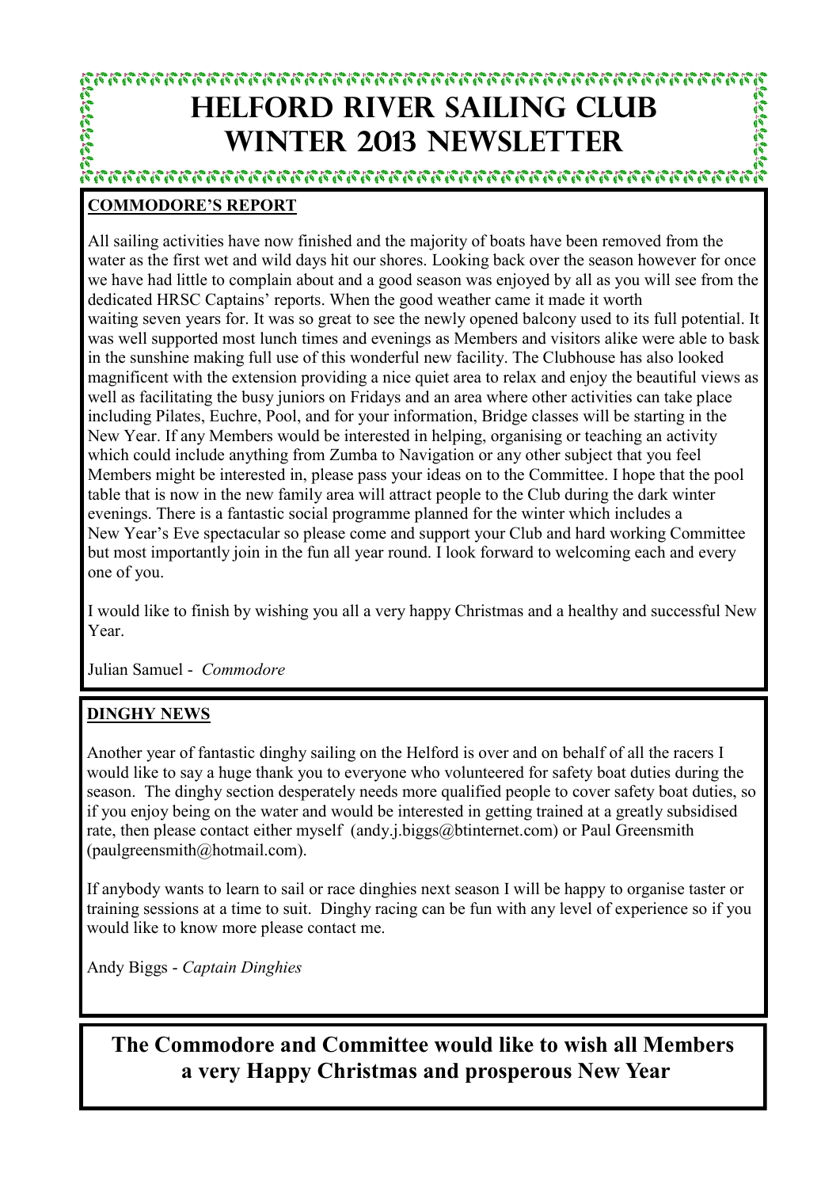# HELFORD RIVER SAILING CLUB
# WINTER 2013 NEWSLETTER

## COMMODORE'S REPORT

All sailing activities have now finished and the majority of boats have been removed from the water as the first wet and wild days hit our shores. Looking back over the season however for once we have had little to complain about and a good season was enjoyed by all as you will see from the dedicated HRSC Captains' reports. When the good weather came it made it worth waiting seven years for. It was so great to see the newly opened balcony used to its full potential. It was well supported most lunch times and evenings as Members and visitors alike were able to bask in the sunshine making full use of this wonderful new facility. The Clubhouse has also looked magnificent with the extension providing a nice quiet area to relax and enjoy the beautiful views as well as facilitating the busy juniors on Fridays and an area where other activities can take place including Pilates, Euchre, Pool, and for your information, Bridge classes will be starting in the New Year. If any Members would be interested in helping, organising or teaching an activity which could include anything from Zumba to Navigation or any other subject that you feel Members might be interested in, please pass your ideas on to the Committee. I hope that the pool table that is now in the new family area will attract people to the Club during the dark winter evenings. There is a fantastic social programme planned for the winter which includes a New Year's Eve spectacular so please come and support your Club and hard working Committee but most importantly join in the fun all year round. I look forward to welcoming each and every one of you.

I would like to finish by wishing you all a very happy Christmas and a healthy and successful New Year.

Julian Samuel - *Commodore*

## DINGHY NEWS

Another year of fantastic dinghy sailing on the Helford is over and on behalf of all the racers I would like to say a huge thank you to everyone who volunteered for safety boat duties during the season. The dinghy section desperately needs more qualified people to cover safety boat duties, so if you enjoy being on the water and would be interested in getting trained at a greatly subsidised rate, then please contact either myself (andy.j.biggs@btinternet.com) or Paul Greensmith (paulgreensmith@hotmail.com).

If anybody wants to learn to sail or race dinghies next season I will be happy to organise taster or training sessions at a time to suit. Dinghy racing can be fun with any level of experience so if you would like to know more please contact me.

Andy Biggs - *Captain Dinghies*

**The Commodore and Committee would like to wish all Members a very Happy Christmas and prosperous New Year**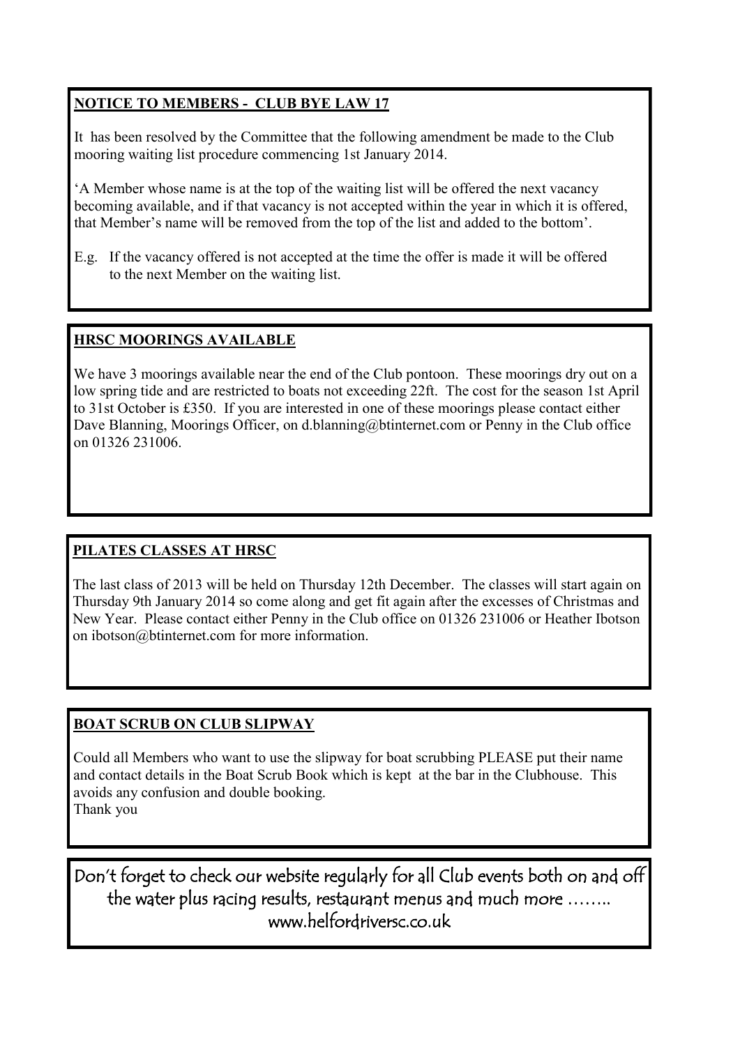## NOTICE TO MEMBERS - CLUB BYE LAW 17

It has been resolved by the Committee that the following amendment be made to the Club mooring waiting list procedure commencing 1st January 2014.

'A Member whose name is at the top of the waiting list will be offered the next vacancy becoming available, and if that vacancy is not accepted within the year in which it is offered, that Member's name will be removed from the top of the list and added to the bottom'.

E.g. If the vacancy offered is not accepted at the time the offer is made it will be offered to the next Member on the waiting list.

## HRSC MOORINGS AVAILABLE

We have 3 moorings available near the end of the Club pontoon. These moorings dry out on a low spring tide and are restricted to boats not exceeding 22ft. The cost for the season 1st April to 31st October is £350. If you are interested in one of these moorings please contact either Dave Blanning, Moorings Officer, on d.blanning@btinternet.com or Penny in the Club office on 01326 231006.

## PILATES CLASSES AT HRSC

The last class of 2013 will be held on Thursday 12th December. The classes will start again on Thursday 9th January 2014 so come along and get fit again after the excesses of Christmas and New Year. Please contact either Penny in the Club office on 01326 231006 or Heather Ibotson on ibotson@btinternet.com for more information.

## BOAT SCRUB ON CLUB SLIPWAY

Could all Members who want to use the slipway for boat scrubbing PLEASE put their name and contact details in the Boat Scrub Book which is kept at the bar in the Clubhouse. This avoids any confusion and double booking.
Thank you

Don't forget to check our website regularly for all Club events both on and off the water plus racing results, restaurant menus and much more ……..
www.helfordriversc.co.uk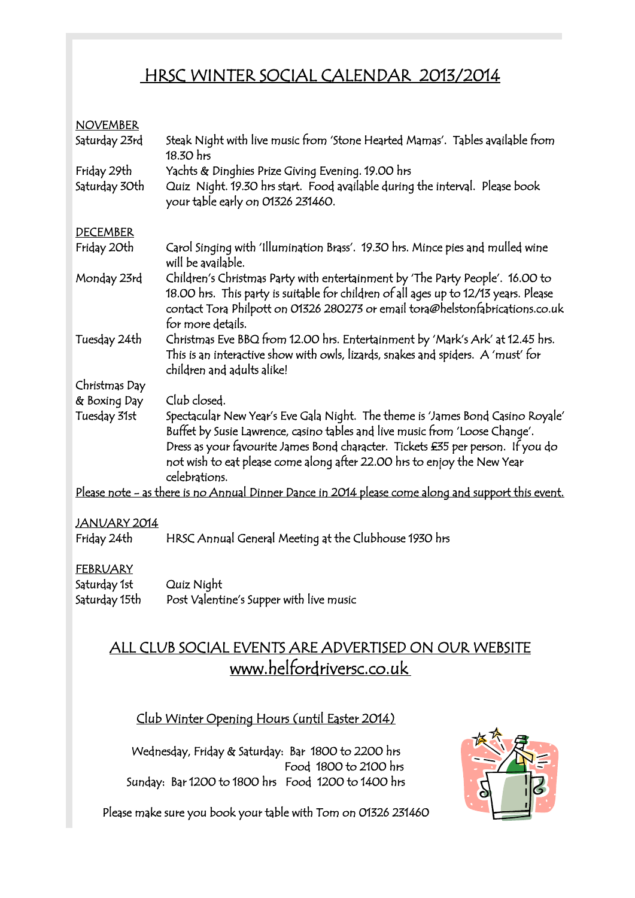# HRSC WINTER SOCIAL CALENDAR 2013/2014

## NOVEMBER

| | |
|---|---|
| Saturday 23rd | Steak Night with live music from 'Stone Hearted Mamas'. Tables available from 18.30 hrs |
| Friday 29th | Yachts & Dinghies Prize Giving Evening. 19.00 hrs |
| Saturday 30th | Quiz Night. 19.30 hrs start. Food available during the interval. Please book your table early on 01326 231460. |

## DECEMBER

| | |
|---|---|
| Friday 20th | Carol Singing with 'Illumination Brass'. 19.30 hrs. Mince pies and mulled wine will be available. |
| Monday 23rd | Children's Christmas Party with entertainment by 'The Party People'. 16.00 to 18.00 hrs. This party is suitable for children of all ages up to 12/13 years. Please contact Tora Philpott on 01326 280273 or email tora@helstonfabrications.co.uk for more details. |
| Tuesday 24th | Christmas Eve BBQ from 12.00 hrs. Entertainment by 'Mark's Ark' at 12.45 hrs. This is an interactive show with owls, lizards, snakes and spiders. A 'must' for children and adults alike! |
| Christmas Day & Boxing Day | Club closed. |
| Tuesday 31st | Spectacular New Year's Eve Gala Night. The theme is 'James Bond Casino Royale' Buffet by Susie Lawrence, casino tables and live music from 'Loose Change'. Dress as your favourite James Bond character. Tickets £35 per person. If you do not wish to eat please come along after 22.00 hrs to enjoy the New Year celebrations. |

Please note – as there is no Annual Dinner Dance in 2014 please come along and support this event.

## JANUARY 2014

| | |
|---|---|
| Friday 24th | HRSC Annual General Meeting at the Clubhouse 1930 hrs |

## FEBRUARY

| | |
|---|---|
| Saturday 1st | Quiz Night |
| Saturday 15th | Post Valentine's Supper with live music |

## ALL CLUB SOCIAL EVENTS ARE ADVERTISED ON OUR WEBSITE www.helfordriversc.co.uk

### Club Winter Opening Hours (until Easter 2014)

Wednesday, Friday & Saturday: Bar 1800 to 2200 hrs
Food 1800 to 2100 hrs

Sunday: Bar 1200 to 1800 hrs Food 1200 to 1400 hrs

Please make sure you book your table with Tom on 01326 231460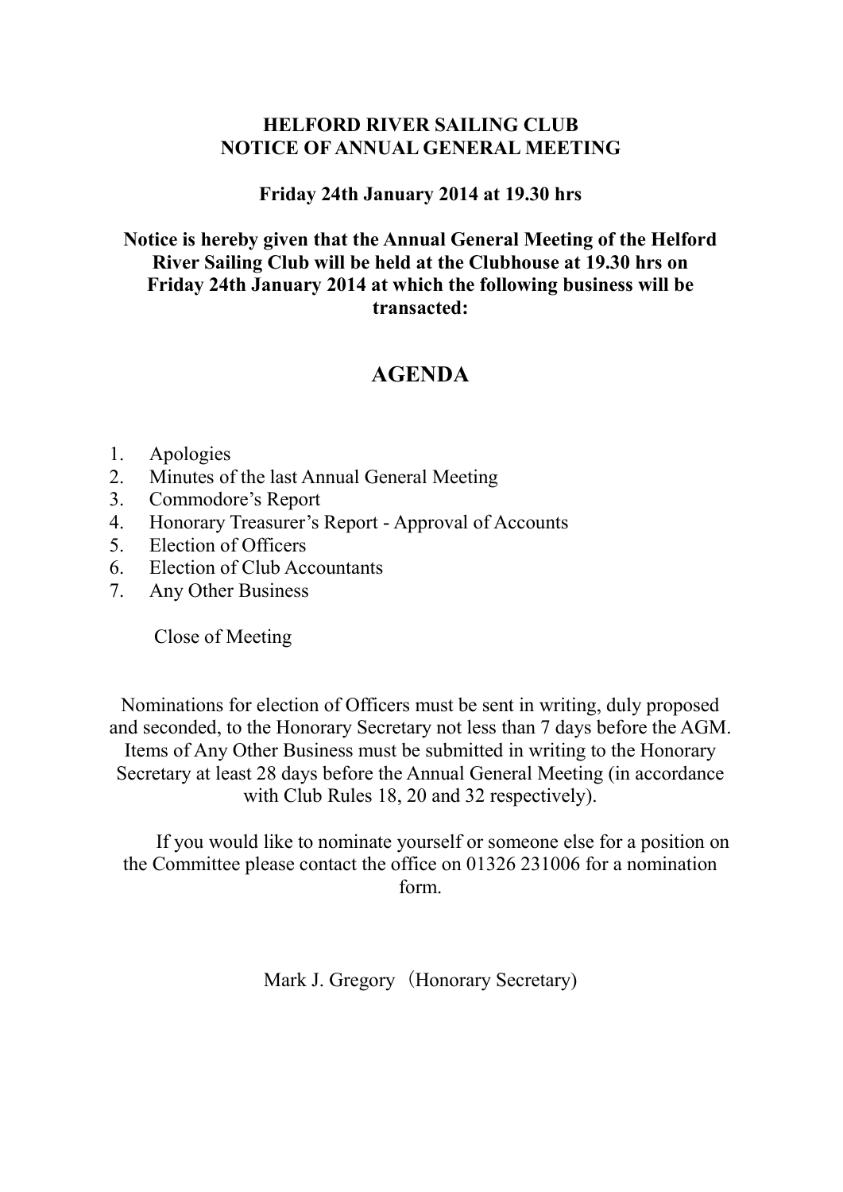**HELFORD RIVER SAILING CLUB**
**NOTICE OF ANNUAL GENERAL MEETING**

**Friday 24th January 2014 at 19.30 hrs**

**Notice is hereby given that the Annual General Meeting of the Helford River Sailing Club will be held at the Clubhouse at 19.30 hrs on Friday 24th January 2014 at which the following business will be transacted:**

# AGENDA

1. Apologies
2. Minutes of the last Annual General Meeting
3. Commodore's Report
4. Honorary Treasurer's Report - Approval of Accounts
5. Election of Officers
6. Election of Club Accountants
7. Any Other Business

Close of Meeting

Nominations for election of Officers must be sent in writing, duly proposed and seconded, to the Honorary Secretary not less than 7 days before the AGM. Items of Any Other Business must be submitted in writing to the Honorary Secretary at least 28 days before the Annual General Meeting (in accordance with Club Rules 18, 20 and 32 respectively).

If you would like to nominate yourself or someone else for a position on the Committee please contact the office on 01326 231006 for a nomination form.

Mark J. Gregory（Honorary Secretary)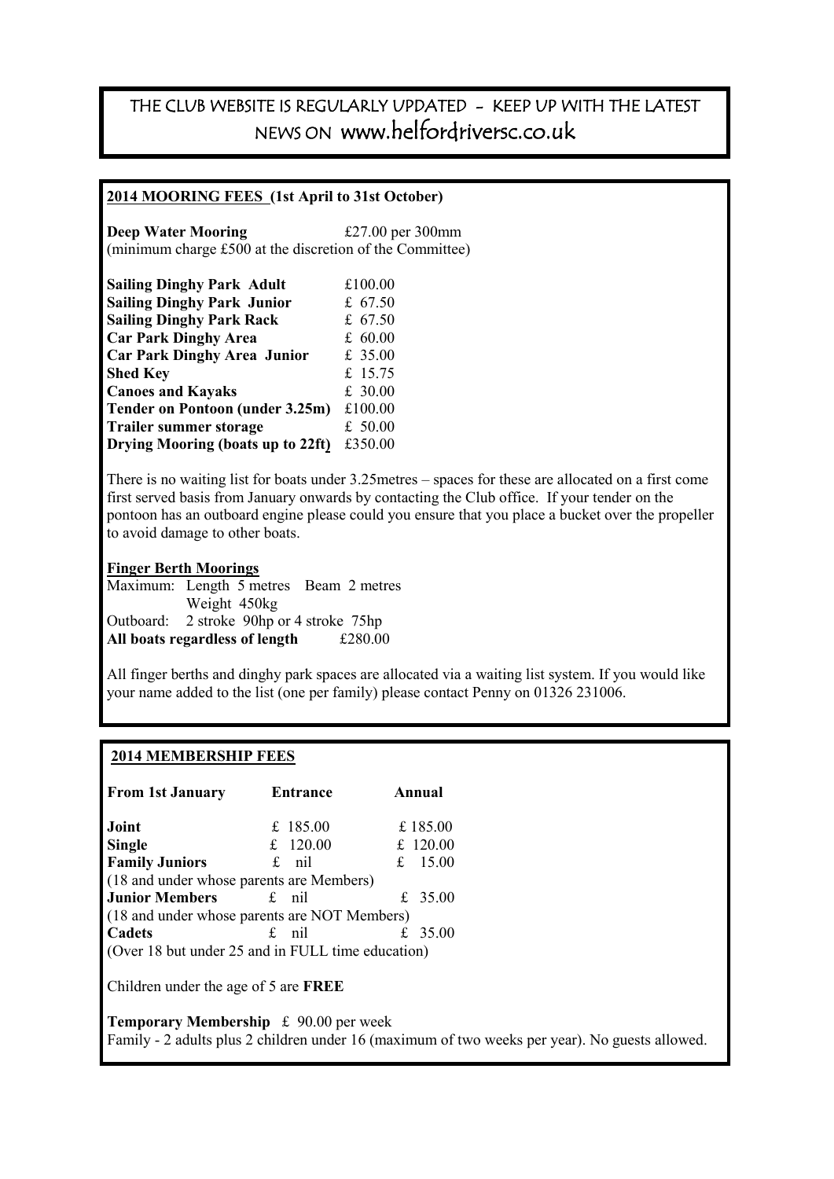THE CLUB WEBSITE IS REGULARLY UPDATED - KEEP UP WITH THE LATEST NEWS ON www.helfordriversc.co.uk

## 2014 MOORING FEES (1st April to 31st October)

**Deep Water Mooring** £27.00 per 300mm
(minimum charge £500 at the discretion of the Committee)

| | |
|---|---|
| **Sailing Dinghy Park Adult** | £100.00 |
| **Sailing Dinghy Park Junior** | £ 67.50 |
| **Sailing Dinghy Park Rack** | £ 67.50 |
| **Car Park Dinghy Area** | £ 60.00 |
| **Car Park Dinghy Area Junior** | £ 35.00 |
| **Shed Key** | £ 15.75 |
| **Canoes and Kayaks** | £ 30.00 |
| **Tender on Pontoon (under 3.25m)** | £100.00 |
| **Trailer summer storage** | £ 50.00 |
| **Drying Mooring (boats up to 22ft)** | £350.00 |

There is no waiting list for boats under 3.25metres – spaces for these are allocated on a first come first served basis from January onwards by contacting the Club office. If your tender on the pontoon has an outboard engine please could you ensure that you place a bucket over the propeller to avoid damage to other boats.

### Finger Berth Moorings

Maximum: Length 5 metres Beam 2 metres
Weight 450kg
Outboard: 2 stroke 90hp or 4 stroke 75hp
**All boats regardless of length** £280.00

All finger berths and dinghy park spaces are allocated via a waiting list system. If you would like your name added to the list (one per family) please contact Penny on 01326 231006.

## 2014 MEMBERSHIP FEES

| From 1st January | Entrance | Annual |
|---|---|---|
| **Joint** | £ 185.00 | £ 185.00 |
| **Single** | £ 120.00 | £ 120.00 |
| **Family Juniors** | £ nil | £ 15.00 |
| (18 and under whose parents are Members) | | |
| **Junior Members** | £ nil | £ 35.00 |
| (18 and under whose parents are NOT Members) | | |
| **Cadets** | £ nil | £ 35.00 |
| (Over 18 but under 25 and in FULL time education) | | |

Children under the age of 5 are **FREE**

**Temporary Membership** £ 90.00 per week
Family - 2 adults plus 2 children under 16 (maximum of two weeks per year). No guests allowed.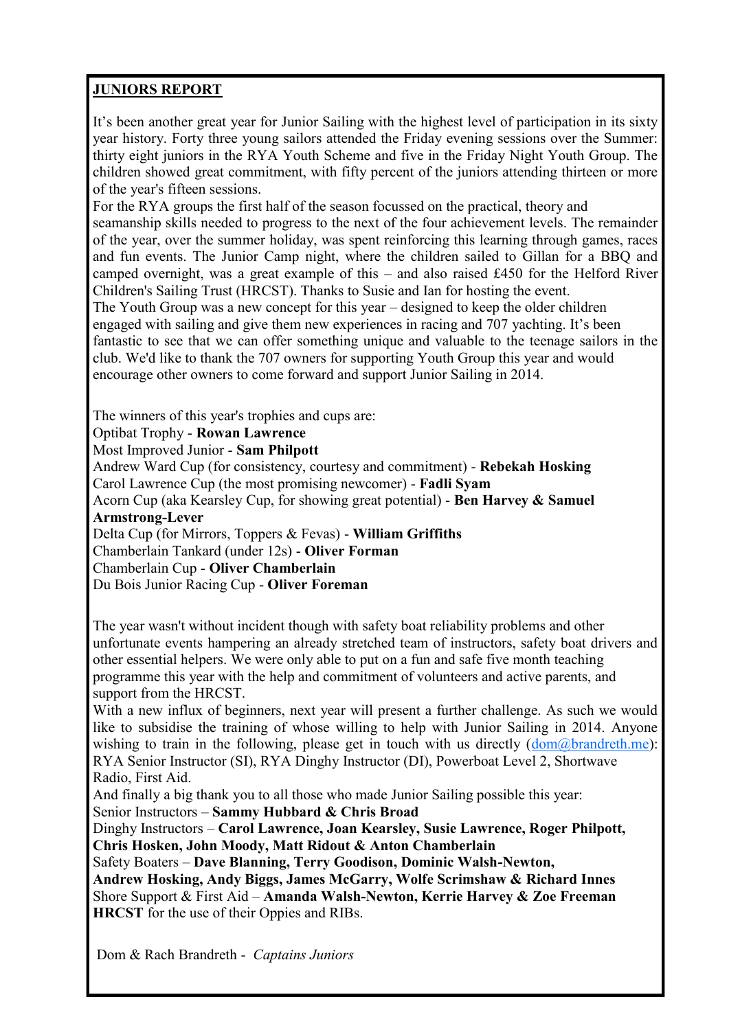## JUNIORS REPORT

It's been another great year for Junior Sailing with the highest level of participation in its sixty year history. Forty three young sailors attended the Friday evening sessions over the Summer: thirty eight juniors in the RYA Youth Scheme and five in the Friday Night Youth Group. The children showed great commitment, with fifty percent of the juniors attending thirteen or more of the year's fifteen sessions.

For the RYA groups the first half of the season focussed on the practical, theory and seamanship skills needed to progress to the next of the four achievement levels. The remainder of the year, over the summer holiday, was spent reinforcing this learning through games, races and fun events. The Junior Camp night, where the children sailed to Gillan for a BBQ and camped overnight, was a great example of this – and also raised £450 for the Helford River Children's Sailing Trust (HRCST). Thanks to Susie and Ian for hosting the event.

The Youth Group was a new concept for this year – designed to keep the older children engaged with sailing and give them new experiences in racing and 707 yachting. It's been fantastic to see that we can offer something unique and valuable to the teenage sailors in the club. We'd like to thank the 707 owners for supporting Youth Group this year and would encourage other owners to come forward and support Junior Sailing in 2014.

The winners of this year's trophies and cups are:
Optibat Trophy - **Rowan Lawrence**
Most Improved Junior - **Sam Philpott**
Andrew Ward Cup (for consistency, courtesy and commitment) - **Rebekah Hosking**
Carol Lawrence Cup (the most promising newcomer) - **Fadli Syam**
Acorn Cup (aka Kearsley Cup, for showing great potential) - **Ben Harvey & Samuel Armstrong-Lever**
Delta Cup (for Mirrors, Toppers & Fevas) - **William Griffiths**
Chamberlain Tankard (under 12s) - **Oliver Forman**
Chamberlain Cup - **Oliver Chamberlain**
Du Bois Junior Racing Cup - **Oliver Foreman**

The year wasn't without incident though with safety boat reliability problems and other unfortunate events hampering an already stretched team of instructors, safety boat drivers and other essential helpers. We were only able to put on a fun and safe five month teaching programme this year with the help and commitment of volunteers and active parents, and support from the HRCST.

With a new influx of beginners, next year will present a further challenge. As such we would like to subsidise the training of whose willing to help with Junior Sailing in 2014. Anyone wishing to train in the following, please get in touch with us directly (dom@brandreth.me): RYA Senior Instructor (SI), RYA Dinghy Instructor (DI), Powerboat Level 2, Shortwave Radio, First Aid.

And finally a big thank you to all those who made Junior Sailing possible this year:
Senior Instructors – **Sammy Hubbard & Chris Broad**
Dinghy Instructors – **Carol Lawrence, Joan Kearsley, Susie Lawrence, Roger Philpott, Chris Hosken, John Moody, Matt Ridout & Anton Chamberlain**
Safety Boaters – **Dave Blanning, Terry Goodison, Dominic Walsh-Newton, Andrew Hosking, Andy Biggs, James McGarry, Wolfe Scrimshaw & Richard Innes**
Shore Support & First Aid – **Amanda Walsh-Newton, Kerrie Harvey & Zoe Freeman**
**HRCST** for the use of their Oppies and RIBs.

Dom & Rach Brandreth - *Captains Juniors*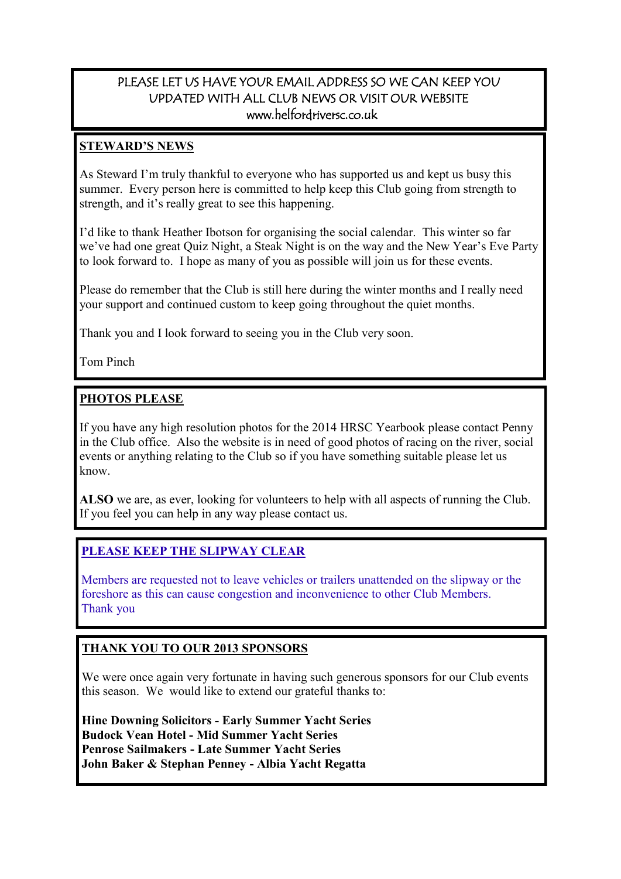PLEASE LET US HAVE YOUR EMAIL ADDRESS SO WE CAN KEEP YOU UPDATED WITH ALL CLUB NEWS OR VISIT OUR WEBSITE
www.helfordriversc.co.uk

## STEWARD'S NEWS

As Steward I'm truly thankful to everyone who has supported us and kept us busy this summer. Every person here is committed to help keep this Club going from strength to strength, and it's really great to see this happening.

I'd like to thank Heather Ibotson for organising the social calendar. This winter so far we've had one great Quiz Night, a Steak Night is on the way and the New Year's Eve Party to look forward to. I hope as many of you as possible will join us for these events.

Please do remember that the Club is still here during the winter months and I really need your support and continued custom to keep going throughout the quiet months.

Thank you and I look forward to seeing you in the Club very soon.

Tom Pinch

## PHOTOS PLEASE

If you have any high resolution photos for the 2014 HRSC Yearbook please contact Penny in the Club office. Also the website is in need of good photos of racing on the river, social events or anything relating to the Club so if you have something suitable please let us know.

**ALSO** we are, as ever, looking for volunteers to help with all aspects of running the Club. If you feel you can help in any way please contact us.

## PLEASE KEEP THE SLIPWAY CLEAR

Members are requested not to leave vehicles or trailers unattended on the slipway or the foreshore as this can cause congestion and inconvenience to other Club Members.
Thank you

## THANK YOU TO OUR 2013 SPONSORS

We were once again very fortunate in having such generous sponsors for our Club events this season. We would like to extend our grateful thanks to:

**Hine Downing Solicitors - Early Summer Yacht Series**
**Budock Vean Hotel - Mid Summer Yacht Series**
**Penrose Sailmakers - Late Summer Yacht Series**
**John Baker & Stephan Penney - Albia Yacht Regatta**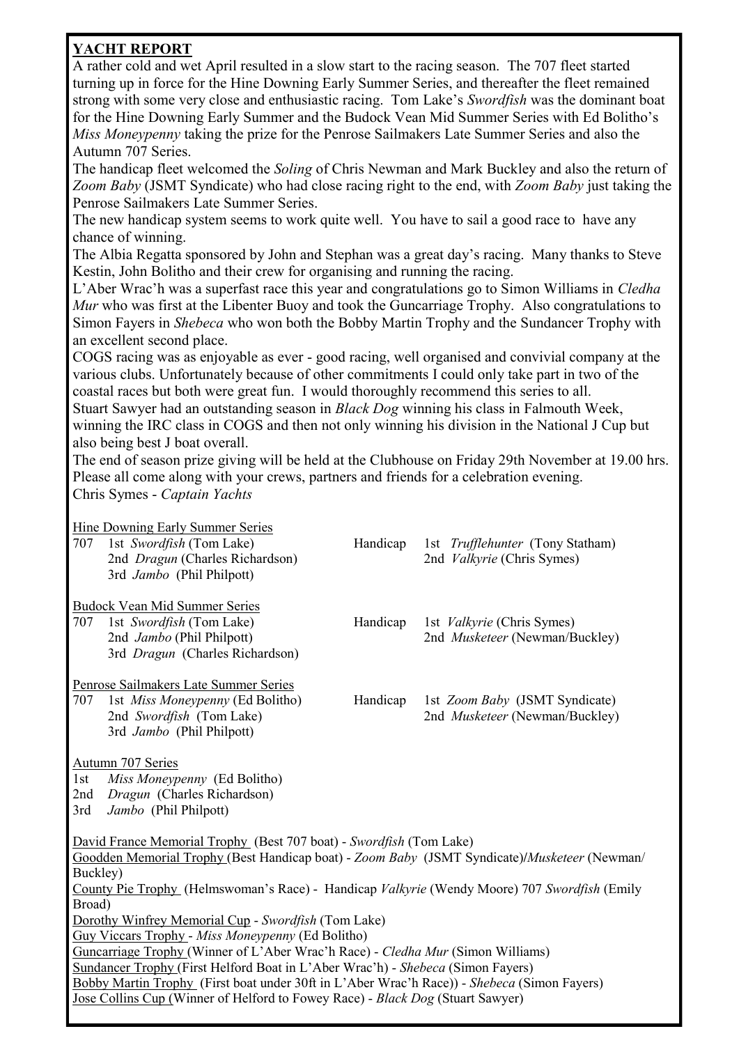## YACHT REPORT

A rather cold and wet April resulted in a slow start to the racing season. The 707 fleet started turning up in force for the Hine Downing Early Summer Series, and thereafter the fleet remained strong with some very close and enthusiastic racing. Tom Lake's *Swordfish* was the dominant boat for the Hine Downing Early Summer and the Budock Vean Mid Summer Series with Ed Bolitho's *Miss Moneypenny* taking the prize for the Penrose Sailmakers Late Summer Series and also the Autumn 707 Series.

The handicap fleet welcomed the *Soling* of Chris Newman and Mark Buckley and also the return of *Zoom Baby* (JSMT Syndicate) who had close racing right to the end, with *Zoom Baby* just taking the Penrose Sailmakers Late Summer Series.

The new handicap system seems to work quite well. You have to sail a good race to have any chance of winning.

The Albia Regatta sponsored by John and Stephan was a great day's racing. Many thanks to Steve Kestin, John Bolitho and their crew for organising and running the racing.

L'Aber Wrac'h was a superfast race this year and congratulations go to Simon Williams in *Cledha Mur* who was first at the Libenter Buoy and took the Guncarriage Trophy. Also congratulations to Simon Fayers in *Shebeca* who won both the Bobby Martin Trophy and the Sundancer Trophy with an excellent second place.

COGS racing was as enjoyable as ever - good racing, well organised and convivial company at the various clubs. Unfortunately because of other commitments I could only take part in two of the coastal races but both were great fun. I would thoroughly recommend this series to all.

Stuart Sawyer had an outstanding season in *Black Dog* winning his class in Falmouth Week, winning the IRC class in COGS and then not only winning his division in the National J Cup but also being best J boat overall.

The end of season prize giving will be held at the Clubhouse on Friday 29th November at 19.00 hrs. Please all come along with your crews, partners and friends for a celebration evening.

Chris Symes - *Captain Yachts*

Hine Downing Early Summer Series

707
- 1st *Swordfish* (Tom Lake)
- 2nd *Dragun* (Charles Richardson)
- 3rd *Jambo* (Phil Philpott)

Handicap
- 1st *Trufflehunter* (Tony Statham)
- 2nd *Valkyrie* (Chris Symes)

Budock Vean Mid Summer Series

707
- 1st *Swordfish* (Tom Lake)
- 2nd *Jambo* (Phil Philpott)
- 3rd *Dragun* (Charles Richardson)

Handicap
- 1st *Valkyrie* (Chris Symes)
- 2nd *Musketeer* (Newman/Buckley)

Penrose Sailmakers Late Summer Series

707
- 1st *Miss Moneypenny* (Ed Bolitho)
- 2nd *Swordfish* (Tom Lake)
- 3rd *Jambo* (Phil Philpott)

Handicap
- 1st *Zoom Baby* (JSMT Syndicate)
- 2nd *Musketeer* (Newman/Buckley)

Autumn 707 Series
- 1st *Miss Moneypenny* (Ed Bolitho)
- 2nd *Dragun* (Charles Richardson)
- 3rd *Jambo* (Phil Philpott)

David France Memorial Trophy (Best 707 boat) - *Swordfish* (Tom Lake)

Goodden Memorial Trophy (Best Handicap boat) - *Zoom Baby* (JSMT Syndicate)/*Musketeer* (Newman/Buckley)

County Pie Trophy (Helmswoman's Race) - Handicap *Valkyrie* (Wendy Moore) 707 *Swordfish* (Emily Broad)

Dorothy Winfrey Memorial Cup - *Swordfish* (Tom Lake)

Guy Viccars Trophy - *Miss Moneypenny* (Ed Bolitho)

Guncarriage Trophy (Winner of L'Aber Wrac'h Race) - *Cledha Mur* (Simon Williams)

Sundancer Trophy (First Helford Boat in L'Aber Wrac'h) - *Shebeca* (Simon Fayers)

Bobby Martin Trophy (First boat under 30ft in L'Aber Wrac'h Race)) - *Shebeca* (Simon Fayers)

Jose Collins Cup (Winner of Helford to Fowey Race) - *Black Dog* (Stuart Sawyer)